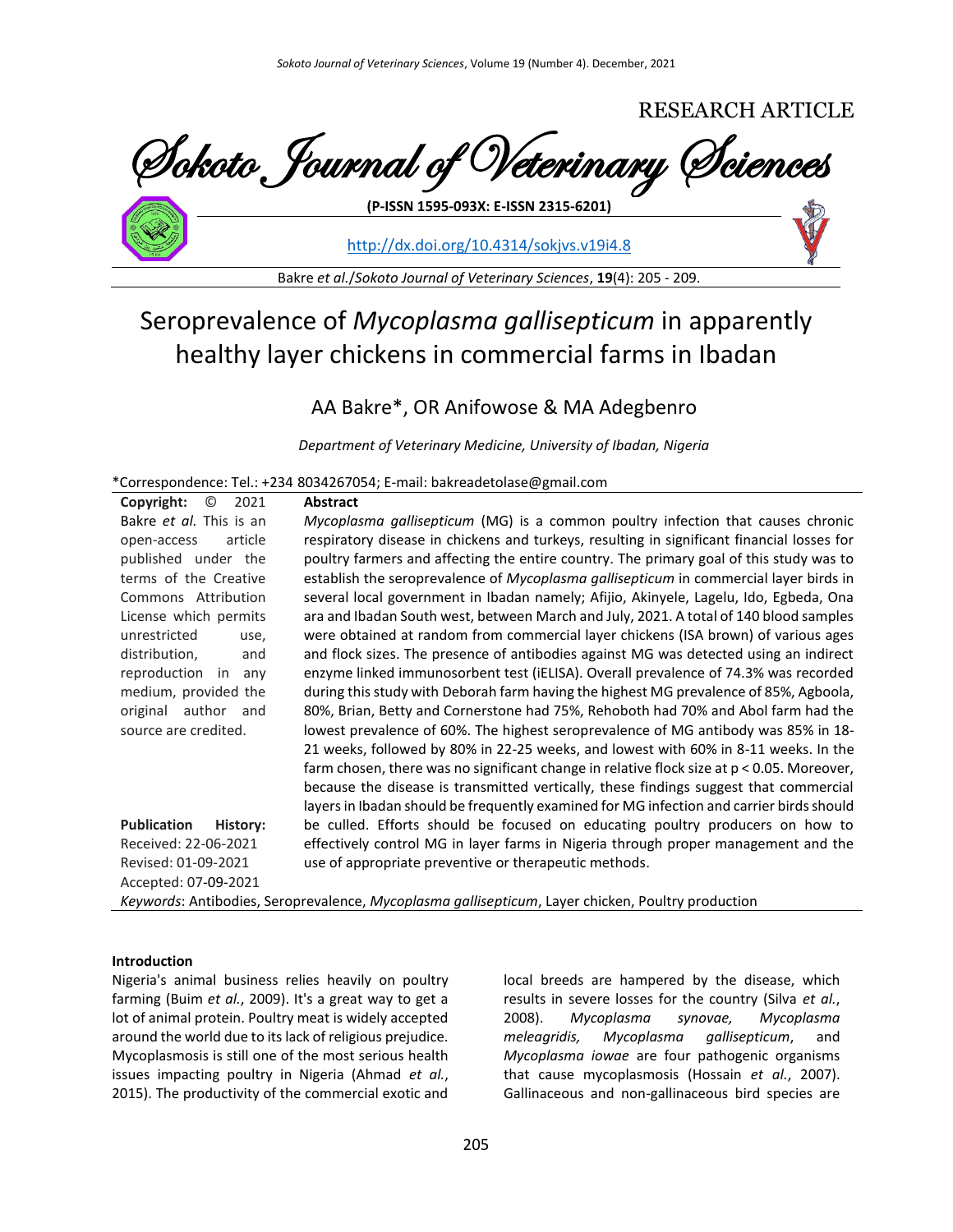RESEARCH ARTICLE

**Sokoto Journal of Veterinary Sciences**

**(P-ISSN 1595-093X: E-ISSN 2315-6201)**

http://dx.doi.org/10.4314/sokjvs.v19i4.8

# Seroprevalence of *Mycoplasma gallisepticum* in apparently healthy layer chickens in commercial farms in Ibadan

## AA Bakre*, OR Anifowose & MA Adegbenro

*Department of Veterinary Medicine, University of Ibadan, Nigeria*

*Correspondence: Tel.: +234 8034267054; E-mail: bakreadetolase@gmail.com

**Copyright:** © 2021 Bakre *et al.* This is an open-access article published under the terms of the Creative Commons Attribution License which permits unrestricted use, distribution, and reproduction in any medium, provided the original author and source are credited.

**Publication History:**
Received: 22-06-2021
Revised: 01-09-2021
Accepted: 07-09-2021

**Abstract**

*Mycoplasma gallisepticum* (MG) is a common poultry infection that causes chronic respiratory disease in chickens and turkeys, resulting in significant financial losses for poultry farmers and affecting the entire country. The primary goal of this study was to establish the seroprevalence of *Mycoplasma gallisepticum* in commercial layer birds in several local government in Ibadan namely; Afijio, Akinyele, Lagelu, Ido, Egbeda, Ona ara and Ibadan South west, between March and July, 2021. A total of 140 blood samples were obtained at random from commercial layer chickens (ISA brown) of various ages and flock sizes. The presence of antibodies against MG was detected using an indirect enzyme linked immunosorbent test (iELISA). Overall prevalence of 74.3% was recorded during this study with Deborah farm having the highest MG prevalence of 85%, Agboola, 80%, Brian, Betty and Cornerstone had 75%, Rehoboth had 70% and Abol farm had the lowest prevalence of 60%. The highest seroprevalence of MG antibody was 85% in 18-21 weeks, followed by 80% in 22-25 weeks, and lowest with 60% in 8-11 weeks. In the farm chosen, there was no significant change in relative flock size at $p < 0.05$. Moreover, because the disease is transmitted vertically, these findings suggest that commercial layers in Ibadan should be frequently examined for MG infection and carrier birds should be culled. Efforts should be focused on educating poultry producers on how to effectively control MG in layer farms in Nigeria through proper management and the use of appropriate preventive or therapeutic methods.

*Keywords*: Antibodies, Seroprevalence, *Mycoplasma gallisepticum*, Layer chicken, Poultry production

#### Introduction

Nigeria's animal business relies heavily on poultry farming (Buim *et al.*, 2009). It's a great way to get a lot of animal protein. Poultry meat is widely accepted around the world due to its lack of religious prejudice. Mycoplasmosis is still one of the most serious health issues impacting poultry in Nigeria (Ahmad *et al.*, 2015). The productivity of the commercial exotic and local breeds are hampered by the disease, which results in severe losses for the country (Silva *et al.*, 2008). *Mycoplasma synovae, Mycoplasma meleagridis, Mycoplasma gallisepticum*, and *Mycoplasma iowae* are four pathogenic organisms that cause mycoplasmosis (Hossain *et al.*, 2007). Gallinaceous and non-gallinaceous bird species are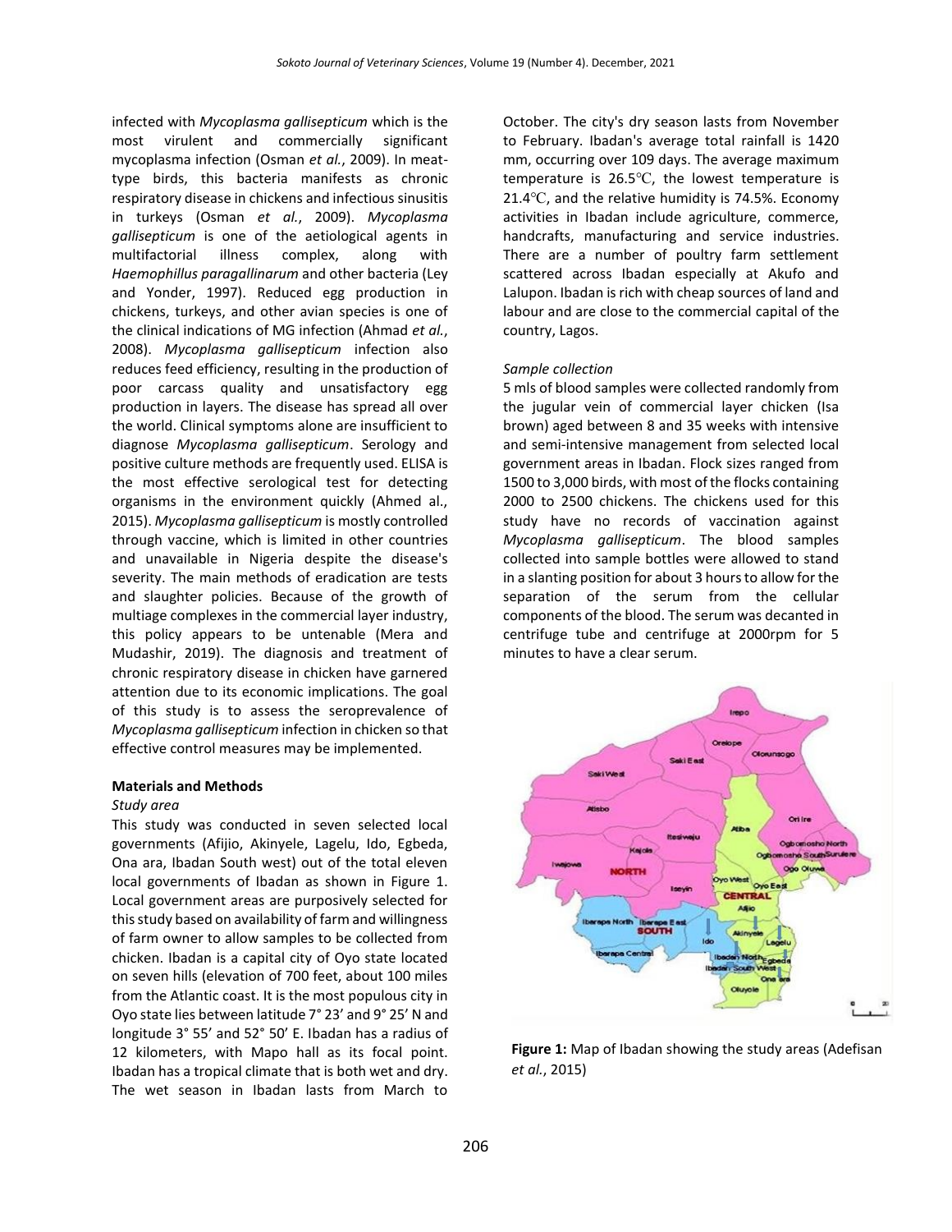infected with *Mycoplasma gallisepticum* which is the most virulent and commercially significant mycoplasma infection (Osman *et al.*, 2009). In meat-type birds, this bacteria manifests as chronic respiratory disease in chickens and infectious sinusitis in turkeys (Osman *et al.*, 2009). *Mycoplasma gallisepticum* is one of the aetiological agents in multifactorial illness complex, along with *Haemophillus paragallinarum* and other bacteria (Ley and Yonder, 1997). Reduced egg production in chickens, turkeys, and other avian species is one of the clinical indications of MG infection (Ahmad *et al.*, 2008). *Mycoplasma gallisepticum* infection also reduces feed efficiency, resulting in the production of poor carcass quality and unsatisfactory egg production in layers. The disease has spread all over the world. Clinical symptoms alone are insufficient to diagnose *Mycoplasma gallisepticum*. Serology and positive culture methods are frequently used. ELISA is the most effective serological test for detecting organisms in the environment quickly (Ahmed al., 2015). *Mycoplasma gallisepticum* is mostly controlled through vaccine, which is limited in other countries and unavailable in Nigeria despite the disease's severity. The main methods of eradication are tests and slaughter policies. Because of the growth of multiage complexes in the commercial layer industry, this policy appears to be untenable (Mera and Mudashir, 2019). The diagnosis and treatment of chronic respiratory disease in chicken have garnered attention due to its economic implications. The goal of this study is to assess the seroprevalence of *Mycoplasma gallisepticum* infection in chicken so that effective control measures may be implemented.

## Materials and Methods

### *Study area*

This study was conducted in seven selected local governments (Afijio, Akinyele, Lagelu, Ido, Egbeda, Ona ara, Ibadan South west) out of the total eleven local governments of Ibadan as shown in Figure 1. Local government areas are purposively selected for this study based on availability of farm and willingness of farm owner to allow samples to be collected from chicken. Ibadan is a capital city of Oyo state located on seven hills (elevation of 700 feet, about 100 miles from the Atlantic coast. It is the most populous city in Oyo state lies between latitude 7° 23' and 9° 25' N and longitude 3° 55' and 52° 50' E. Ibadan has a radius of 12 kilometers, with Mapo hall as its focal point. Ibadan has a tropical climate that is both wet and dry. The wet season in Ibadan lasts from March to October. The city's dry season lasts from November to February. Ibadan's average total rainfall is 1420 mm, occurring over 109 days. The average maximum temperature is 26.5℃, the lowest temperature is 21.4℃, and the relative humidity is 74.5%. Economy activities in Ibadan include agriculture, commerce, handcrafts, manufacturing and service industries. There are a number of poultry farm settlement scattered across Ibadan especially at Akufo and Lalupon. Ibadan is rich with cheap sources of land and labour and are close to the commercial capital of the country, Lagos.

### *Sample collection*

5 mls of blood samples were collected randomly from the jugular vein of commercial layer chicken (Isa brown) aged between 8 and 35 weeks with intensive and semi-intensive management from selected local government areas in Ibadan. Flock sizes ranged from 1500 to 3,000 birds, with most of the flocks containing 2000 to 2500 chickens. The chickens used for this study have no records of vaccination against *Mycoplasma gallisepticum*. The blood samples collected into sample bottles were allowed to stand in a slanting position for about 3 hours to allow for the separation of the serum from the cellular components of the blood. The serum was decanted in centrifuge tube and centrifuge at 2000rpm for 5 minutes to have a clear serum.

**Figure 1:** Map of Ibadan showing the study areas (Adefisan *et al.*, 2015)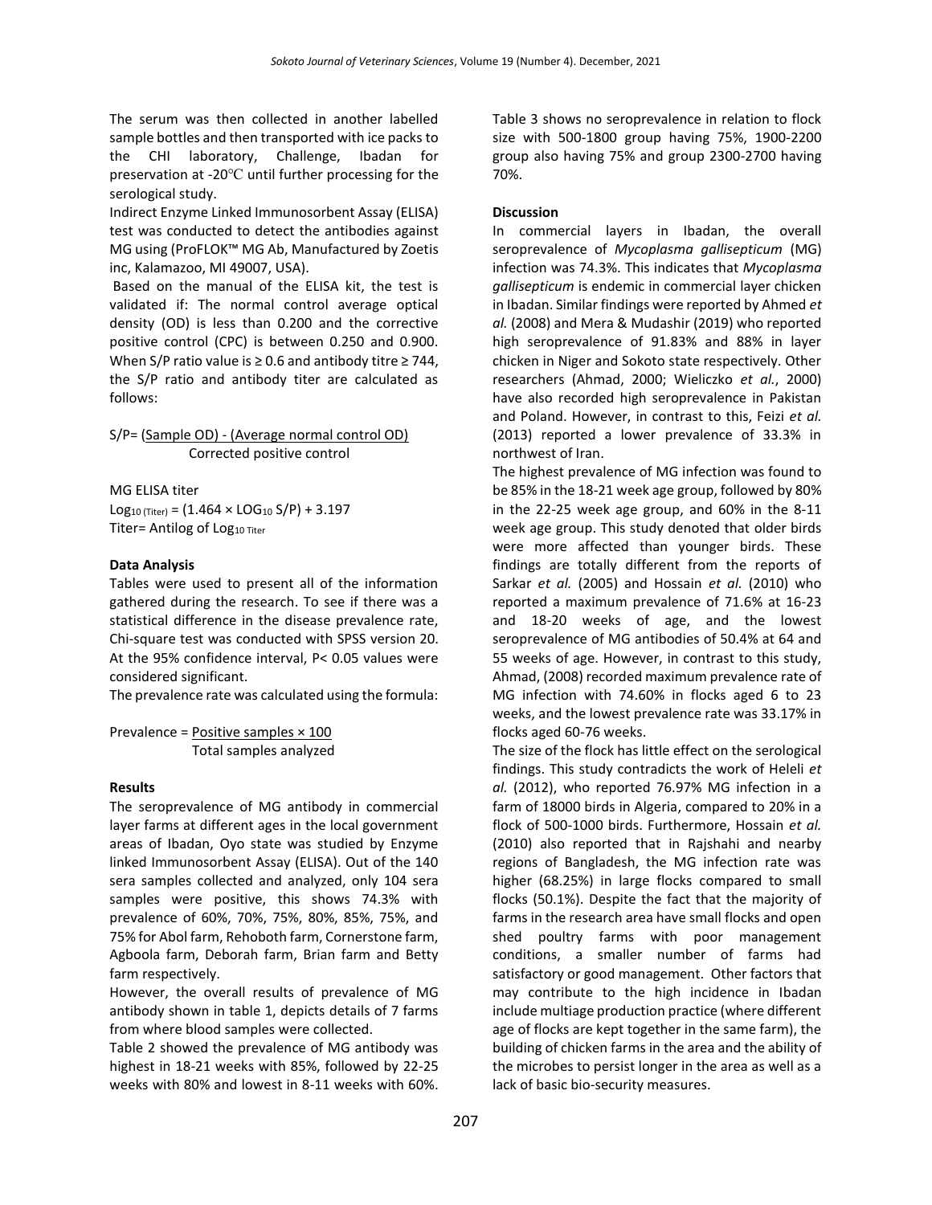The serum was then collected in another labelled sample bottles and then transported with ice packs to the CHI laboratory, Challenge, Ibadan for preservation at -20℃ until further processing for the serological study.

Indirect Enzyme Linked Immunosorbent Assay (ELISA) test was conducted to detect the antibodies against MG using (ProFLOK™ MG Ab, Manufactured by Zoetis inc, Kalamazoo, MI 49007, USA).

Based on the manual of the ELISA kit, the test is validated if: The normal control average optical density (OD) is less than 0.200 and the corrective positive control (CPC) is between 0.250 and 0.900. When S/P ratio value is ≥ 0.6 and antibody titre ≥ 744, the S/P ratio and antibody titer are calculated as follows:

$$S/P = \frac{\text{(Sample OD) - (Average normal control OD)}}{\text{Corrected positive control}}$$

MG ELISA titer

$$Log_{10\,(Titer)} = (1.464 \times LOG_{10}\, S/P) + 3.197$$

Titer= Antilog of $Log_{10\,Titer}$

**Data Analysis**

Tables were used to present all of the information gathered during the research. To see if there was a statistical difference in the disease prevalence rate, Chi-square test was conducted with SPSS version 20. At the 95% confidence interval, P< 0.05 values were considered significant.

The prevalence rate was calculated using the formula:

$$\text{Prevalence} = \frac{\text{Positive samples} \times 100}{\text{Total samples analyzed}}$$

**Results**

The seroprevalence of MG antibody in commercial layer farms at different ages in the local government areas of Ibadan, Oyo state was studied by Enzyme linked Immunosorbent Assay (ELISA). Out of the 140 sera samples collected and analyzed, only 104 sera samples were positive, this shows 74.3% with prevalence of 60%, 70%, 75%, 80%, 85%, 75%, and 75% for Abol farm, Rehoboth farm, Cornerstone farm, Agboola farm, Deborah farm, Brian farm and Betty farm respectively.

However, the overall results of prevalence of MG antibody shown in table 1, depicts details of 7 farms from where blood samples were collected.

Table 2 showed the prevalence of MG antibody was highest in 18-21 weeks with 85%, followed by 22-25 weeks with 80% and lowest in 8-11 weeks with 60%.

Table 3 shows no seroprevalence in relation to flock size with 500-1800 group having 75%, 1900-2200 group also having 75% and group 2300-2700 having 70%.

**Discussion**

In commercial layers in Ibadan, the overall seroprevalence of *Mycoplasma gallisepticum* (MG) infection was 74.3%. This indicates that *Mycoplasma gallisepticum* is endemic in commercial layer chicken in Ibadan. Similar findings were reported by Ahmed *et al.* (2008) and Mera & Mudashir (2019) who reported high seroprevalence of 91.83% and 88% in layer chicken in Niger and Sokoto state respectively. Other researchers (Ahmad, 2000; Wieliczko *et al.*, 2000) have also recorded high seroprevalence in Pakistan and Poland. However, in contrast to this, Feizi *et al.* (2013) reported a lower prevalence of 33.3% in northwest of Iran.

The highest prevalence of MG infection was found to be 85% in the 18-21 week age group, followed by 80% in the 22-25 week age group, and 60% in the 8-11 week age group. This study denoted that older birds were more affected than younger birds. These findings are totally different from the reports of Sarkar *et al.* (2005) and Hossain *et al.* (2010) who reported a maximum prevalence of 71.6% at 16-23 and 18-20 weeks of age, and the lowest seroprevalence of MG antibodies of 50.4% at 64 and 55 weeks of age. However, in contrast to this study, Ahmad, (2008) recorded maximum prevalence rate of MG infection with 74.60% in flocks aged 6 to 23 weeks, and the lowest prevalence rate was 33.17% in flocks aged 60-76 weeks.

The size of the flock has little effect on the serological findings. This study contradicts the work of Heleli *et al.* (2012), who reported 76.97% MG infection in a farm of 18000 birds in Algeria, compared to 20% in a flock of 500-1000 birds. Furthermore, Hossain *et al.* (2010) also reported that in Rajshahi and nearby regions of Bangladesh, the MG infection rate was higher (68.25%) in large flocks compared to small flocks (50.1%). Despite the fact that the majority of farms in the research area have small flocks and open shed poultry farms with poor management conditions, a smaller number of farms had satisfactory or good management. Other factors that may contribute to the high incidence in Ibadan include multiage production practice (where different age of flocks are kept together in the same farm), the building of chicken farms in the area and the ability of the microbes to persist longer in the area as well as a lack of basic bio-security measures.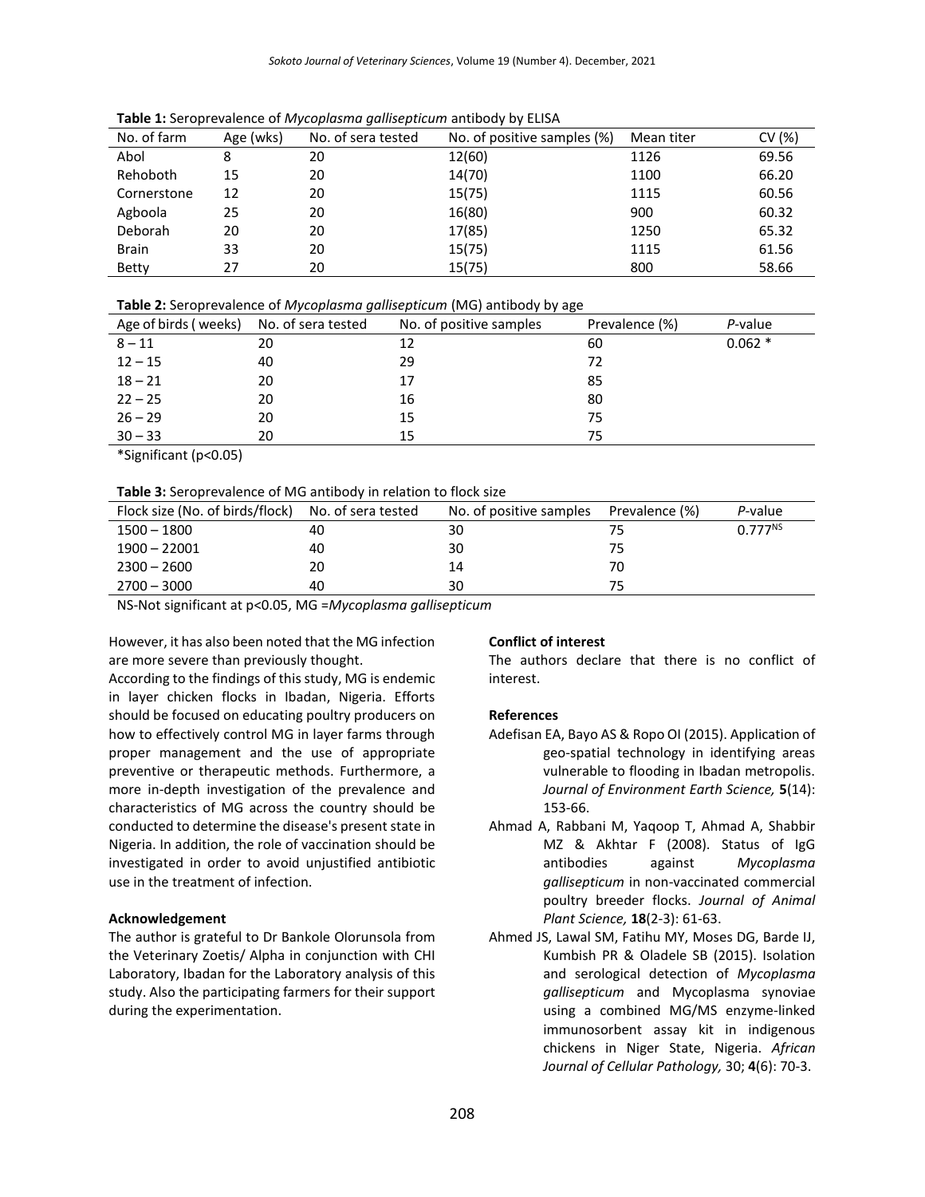**Table 1:** Seroprevalence of *Mycoplasma gallisepticum* antibody by ELISA

| No. of farm | Age (wks) | No. of sera tested | No. of positive samples (%) | Mean titer | CV (%) |
|---|---|---|---|---|---|
| Abol | 8 | 20 | 12(60) | 1126 | 69.56 |
| Rehoboth | 15 | 20 | 14(70) | 1100 | 66.20 |
| Cornerstone | 12 | 20 | 15(75) | 1115 | 60.56 |
| Agboola | 25 | 20 | 16(80) | 900 | 60.32 |
| Deborah | 20 | 20 | 17(85) | 1250 | 65.32 |
| Brain | 33 | 20 | 15(75) | 1115 | 61.56 |
| Betty | 27 | 20 | 15(75) | 800 | 58.66 |

**Table 2:** Seroprevalence of *Mycoplasma gallisepticum* (MG) antibody by age

| Age of birds ( weeks) | No. of sera tested | No. of positive samples | Prevalence (%) | *P*-value |
|---|---|---|---|---|
| 8 – 11 | 20 | 12 | 60 | 0.062 * |
| 12 – 15 | 40 | 29 | 72 | |
| 18 – 21 | 20 | 17 | 85 | |
| 22 – 25 | 20 | 16 | 80 | |
| 26 – 29 | 20 | 15 | 75 | |
| 30 – 33 | 20 | 15 | 75 | |

*Significant ($p<0.05$)

**Table 3:** Seroprevalence of MG antibody in relation to flock size

| Flock size (No. of birds/flock) | No. of sera tested | No. of positive samples | Prevalence (%) | *P*-value |
|---|---|---|---|---|
| 1500 – 1800 | 40 | 30 | 75 | $0.777^{NS}$ |
| 1900 – 22001 | 40 | 30 | 75 | |
| 2300 – 2600 | 20 | 14 | 70 | |
| 2700 – 3000 | 40 | 30 | 75 | |

NS-Not significant at $p<0.05$, MG =*Mycoplasma gallisepticum*

However, it has also been noted that the MG infection are more severe than previously thought.

According to the findings of this study, MG is endemic in layer chicken flocks in Ibadan, Nigeria. Efforts should be focused on educating poultry producers on how to effectively control MG in layer farms through proper management and the use of appropriate preventive or therapeutic methods. Furthermore, a more in-depth investigation of the prevalence and characteristics of MG across the country should be conducted to determine the disease's present state in Nigeria. In addition, the role of vaccination should be investigated in order to avoid unjustified antibiotic use in the treatment of infection.

**Acknowledgement**

The author is grateful to Dr Bankole Olorunsola from the Veterinary Zoetis/ Alpha in conjunction with CHI Laboratory, Ibadan for the Laboratory analysis of this study. Also the participating farmers for their support during the experimentation.

**Conflict of interest**

The authors declare that there is no conflict of interest.

**References**

Adefisan EA, Bayo AS & Ropo OI (2015). Application of geo-spatial technology in identifying areas vulnerable to flooding in Ibadan metropolis. *Journal of Environment Earth Science,* **5**(14): 153-66.

Ahmad A, Rabbani M, Yaqoop T, Ahmad A, Shabbir MZ & Akhtar F (2008). Status of IgG antibodies against *Mycoplasma gallisepticum* in non-vaccinated commercial poultry breeder flocks. *Journal of Animal Plant Science,* **18**(2-3): 61-63.

Ahmed JS, Lawal SM, Fatihu MY, Moses DG, Barde IJ, Kumbish PR & Oladele SB (2015). Isolation and serological detection of *Mycoplasma gallisepticum* and Mycoplasma synoviae using a combined MG/MS enzyme-linked immunosorbent assay kit in indigenous chickens in Niger State, Nigeria. *African Journal of Cellular Pathology,* 30; **4**(6): 70-3.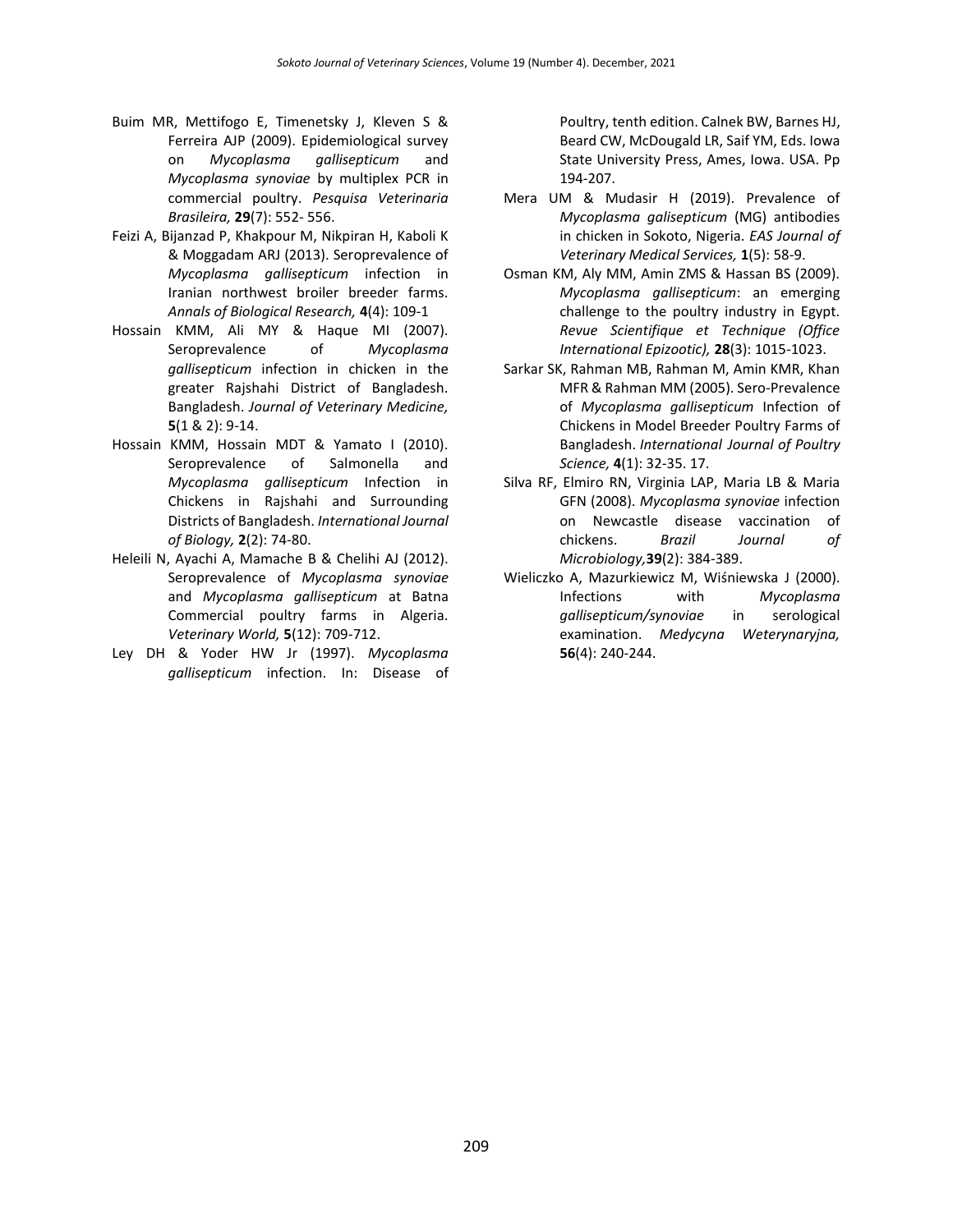Buim MR, Mettifogo E, Timenetsky J, Kleven S & Ferreira AJP (2009). Epidemiological survey on *Mycoplasma gallisepticum* and *Mycoplasma synoviae* by multiplex PCR in commercial poultry. *Pesquisa Veterinaria Brasileira,* **29**(7): 552- 556.

Feizi A, Bijanzad P, Khakpour M, Nikpiran H, Kaboli K & Moggadam ARJ (2013). Seroprevalence of *Mycoplasma gallisepticum* infection in Iranian northwest broiler breeder farms. *Annals of Biological Research,* **4**(4): 109-1

Hossain KMM, Ali MY & Haque MI (2007). Seroprevalence of *Mycoplasma gallisepticum* infection in chicken in the greater Rajshahi District of Bangladesh. Bangladesh. *Journal of Veterinary Medicine,* **5**(1 & 2): 9-14.

Hossain KMM, Hossain MDT & Yamato I (2010). Seroprevalence of Salmonella and *Mycoplasma gallisepticum* Infection in Chickens in Rajshahi and Surrounding Districts of Bangladesh. *International Journal of Biology,* **2**(2): 74-80.

Heleili N, Ayachi A, Mamache B & Chelihi AJ (2012). Seroprevalence of *Mycoplasma synoviae* and *Mycoplasma gallisepticum* at Batna Commercial poultry farms in Algeria. *Veterinary World,* **5**(12): 709-712.

Ley DH & Yoder HW Jr (1997). *Mycoplasma gallisepticum* infection. In: Disease of Poultry, tenth edition. Calnek BW, Barnes HJ, Beard CW, McDougald LR, Saif YM, Eds. Iowa State University Press, Ames, Iowa. USA. Pp 194-207.

Mera UM & Mudasir H (2019). Prevalence of *Mycoplasma galisepticum* (MG) antibodies in chicken in Sokoto, Nigeria. *EAS Journal of Veterinary Medical Services,* **1**(5): 58-9.

Osman KM, Aly MM, Amin ZMS & Hassan BS (2009). *Mycoplasma gallisepticum*: an emerging challenge to the poultry industry in Egypt. *Revue Scientifique et Technique (Office International Epizootic),* **28**(3): 1015-1023.

Sarkar SK, Rahman MB, Rahman M, Amin KMR, Khan MFR & Rahman MM (2005). Sero-Prevalence of *Mycoplasma gallisepticum* Infection of Chickens in Model Breeder Poultry Farms of Bangladesh. *International Journal of Poultry Science,* **4**(1): 32-35. 17.

Silva RF, Elmiro RN, Virginia LAP, Maria LB & Maria GFN (2008). *Mycoplasma synoviae* infection on Newcastle disease vaccination of chickens. *Brazil Journal of Microbiology,***39**(2): 384-389.

Wieliczko A, Mazurkiewicz M, Wiśniewska J (2000). Infections with *Mycoplasma gallisepticum/synoviae* in serological examination. *Medycyna Weterynaryjna,* **56**(4): 240-244.